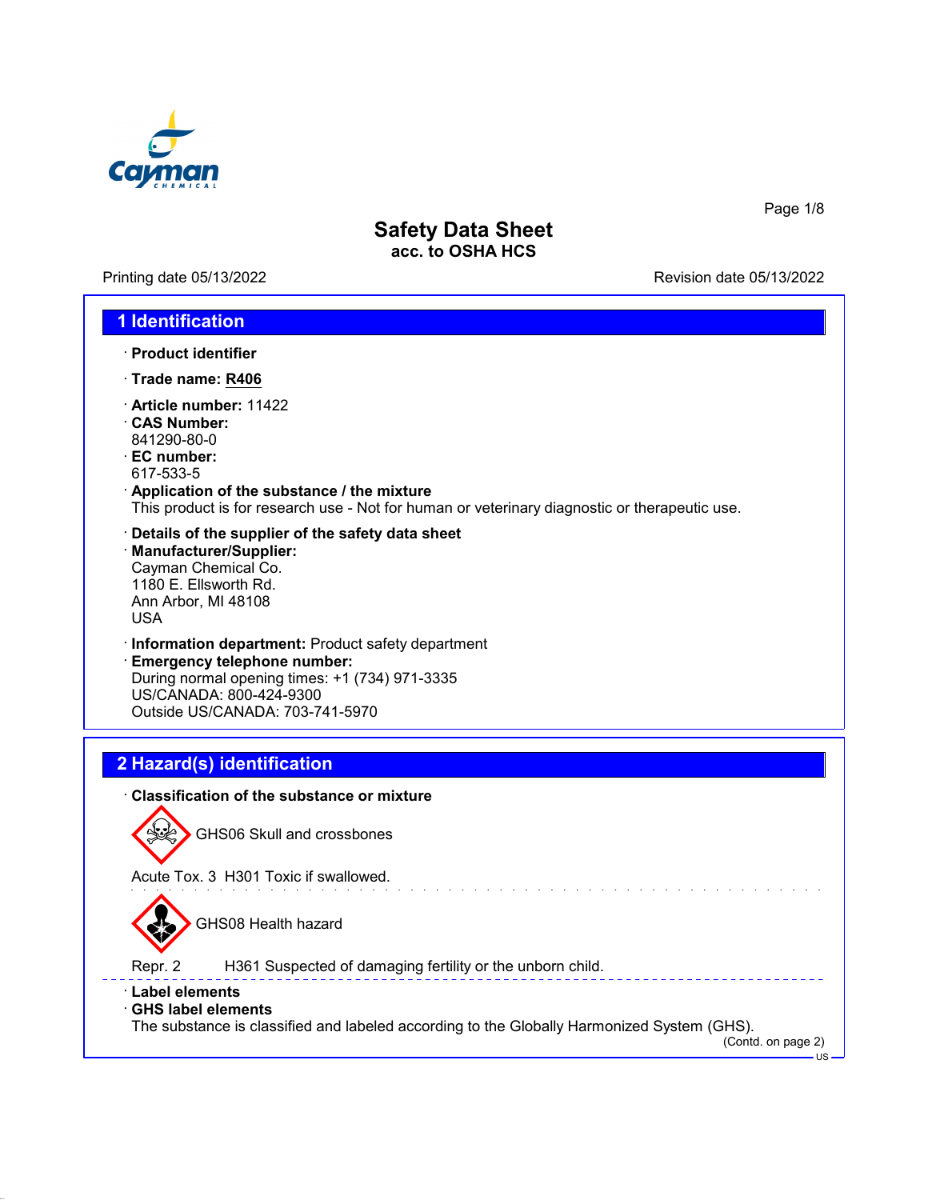# Safety Data Sheet

**acc. to OSHA HCS**

Printing date 05/13/2022 Revision date 05/13/2022

## 1 Identification

· **Product identifier**

· **Trade name: R406**

· **Article number:** 11422

· **CAS Number:**
841290-80-0

· **EC number:**
617-533-5

· **Application of the substance / the mixture**
This product is for research use - Not for human or veterinary diagnostic or therapeutic use.

· **Details of the supplier of the safety data sheet**

· **Manufacturer/Supplier:**
Cayman Chemical Co.
1180 E. Ellsworth Rd.
Ann Arbor, MI 48108
USA

· **Information department:** Product safety department

· **Emergency telephone number:**
During normal opening times: +1 (734) 971-3335
US/CANADA: 800-424-9300
Outside US/CANADA: 703-741-5970

## 2 Hazard(s) identification

· **Classification of the substance or mixture**

GHS06 Skull and crossbones

Acute Tox. 3 H301 Toxic if swallowed.

GHS08 Health hazard

Repr. 2 H361 Suspected of damaging fertility or the unborn child.

· **Label elements**

· **GHS label elements**
The substance is classified and labeled according to the Globally Harmonized System (GHS).

(Contd. on page 2)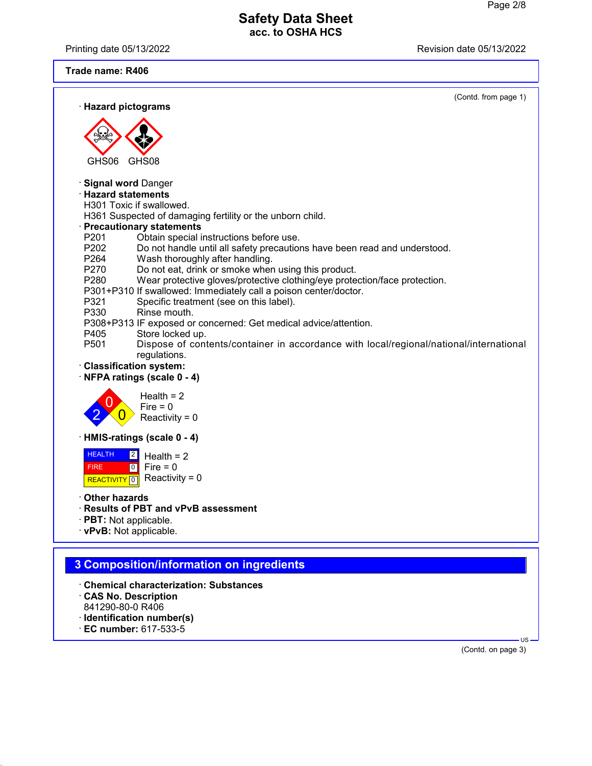Trade name: R406

(Contd. from page 1)

· **Hazard pictograms**

GHS06 GHS08

· **Signal word** Danger

· **Hazard statements**

H301 Toxic if swallowed.
H361 Suspected of damaging fertility or the unborn child.

· **Precautionary statements**

P201 Obtain special instructions before use.
P202 Do not handle until all safety precautions have been read and understood.
P264 Wash thoroughly after handling.
P270 Do not eat, drink or smoke when using this product.
P280 Wear protective gloves/protective clothing/eye protection/face protection.
P301+P310 If swallowed: Immediately call a poison center/doctor.
P321 Specific treatment (see on this label).
P330 Rinse mouth.
P308+P313 IF exposed or concerned: Get medical advice/attention.
P405 Store locked up.
P501 Dispose of contents/container in accordance with local/regional/national/international regulations.

· **Classification system:**

· **NFPA ratings (scale 0 - 4)**

Health = 2
Fire = 0
Reactivity = 0

· **HMIS-ratings (scale 0 - 4)**

| HEALTH | 2 |
|---|---|
| FIRE | 0 |
| REACTIVITY | 0 |

Health = 2
Fire = 0
Reactivity = 0

· **Other hazards**

· **Results of PBT and vPvB assessment**

· **PBT:** Not applicable.

· **vPvB:** Not applicable.

## 3 Composition/information on ingredients

· **Chemical characterization: Substances**

· **CAS No. Description**

841290-80-0 R406

· **Identification number(s)**

· **EC number:** 617-533-5

(Contd. on page 3)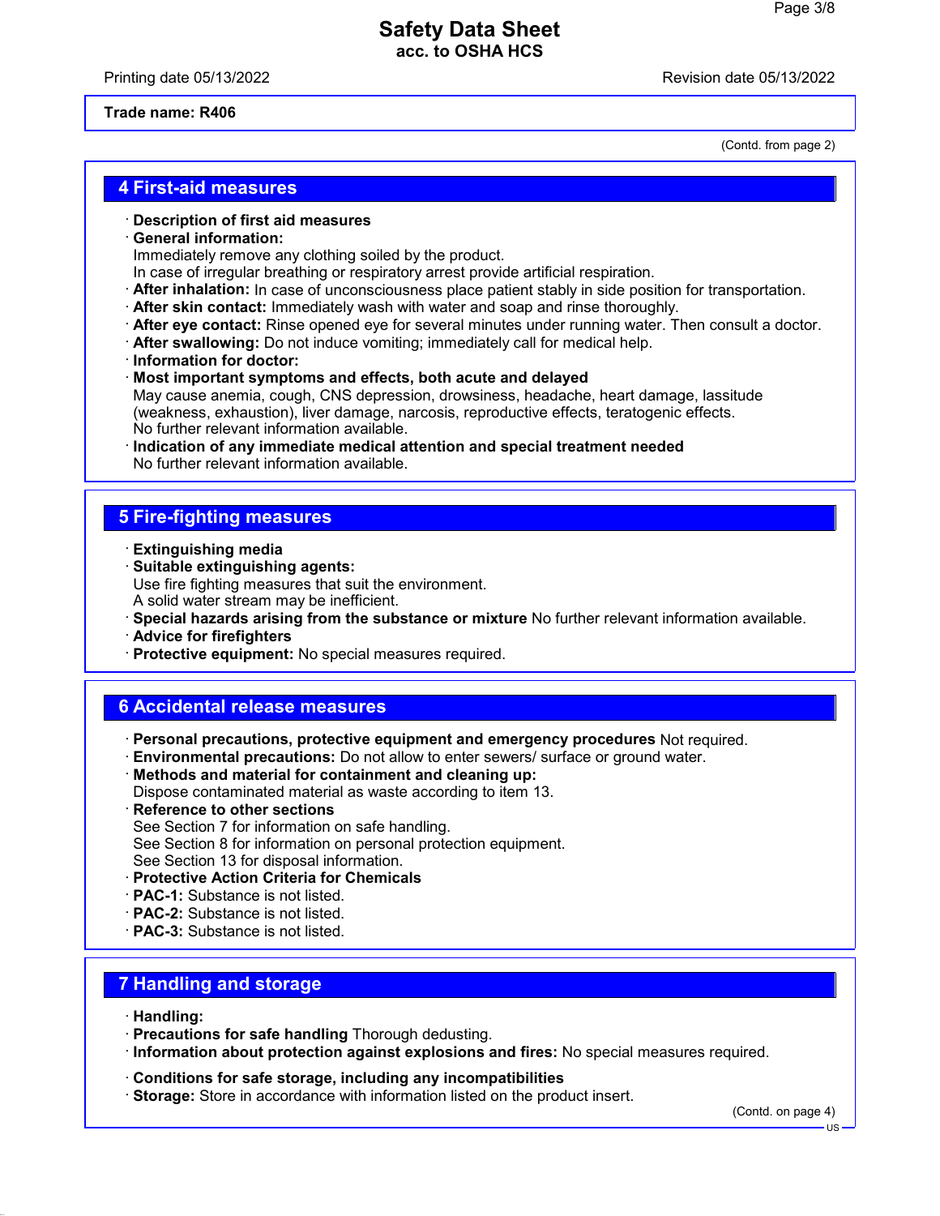Trade name: R406

(Contd. from page 2)

## 4 First-aid measures

- **Description of first aid measures**
- **General information:**
  Immediately remove any clothing soiled by the product.
  In case of irregular breathing or respiratory arrest provide artificial respiration.
- **After inhalation:** In case of unconsciousness place patient stably in side position for transportation.
- **After skin contact:** Immediately wash with water and soap and rinse thoroughly.
- **After eye contact:** Rinse opened eye for several minutes under running water. Then consult a doctor.
- **After swallowing:** Do not induce vomiting; immediately call for medical help.
- **Information for doctor:**
- **Most important symptoms and effects, both acute and delayed**
  May cause anemia, cough, CNS depression, drowsiness, headache, heart damage, lassitude (weakness, exhaustion), liver damage, narcosis, reproductive effects, teratogenic effects.
  No further relevant information available.
- **Indication of any immediate medical attention and special treatment needed**
  No further relevant information available.

## 5 Fire-fighting measures

- **Extinguishing media**
- **Suitable extinguishing agents:**
  Use fire fighting measures that suit the environment.
  A solid water stream may be inefficient.
- **Special hazards arising from the substance or mixture** No further relevant information available.
- **Advice for firefighters**
- **Protective equipment:** No special measures required.

## 6 Accidental release measures

- **Personal precautions, protective equipment and emergency procedures** Not required.
- **Environmental precautions:** Do not allow to enter sewers/ surface or ground water.
- **Methods and material for containment and cleaning up:**
  Dispose contaminated material as waste according to item 13.
- **Reference to other sections**
  See Section 7 for information on safe handling.
  See Section 8 for information on personal protection equipment.
  See Section 13 for disposal information.
- **Protective Action Criteria for Chemicals**
- **PAC-1:** Substance is not listed.
- **PAC-2:** Substance is not listed.
- **PAC-3:** Substance is not listed.

## 7 Handling and storage

- **Handling:**
- **Precautions for safe handling** Thorough dedusting.
- **Information about protection against explosions and fires:** No special measures required.

- **Conditions for safe storage, including any incompatibilities**
- **Storage:** Store in accordance with information listed on the product insert.

(Contd. on page 4)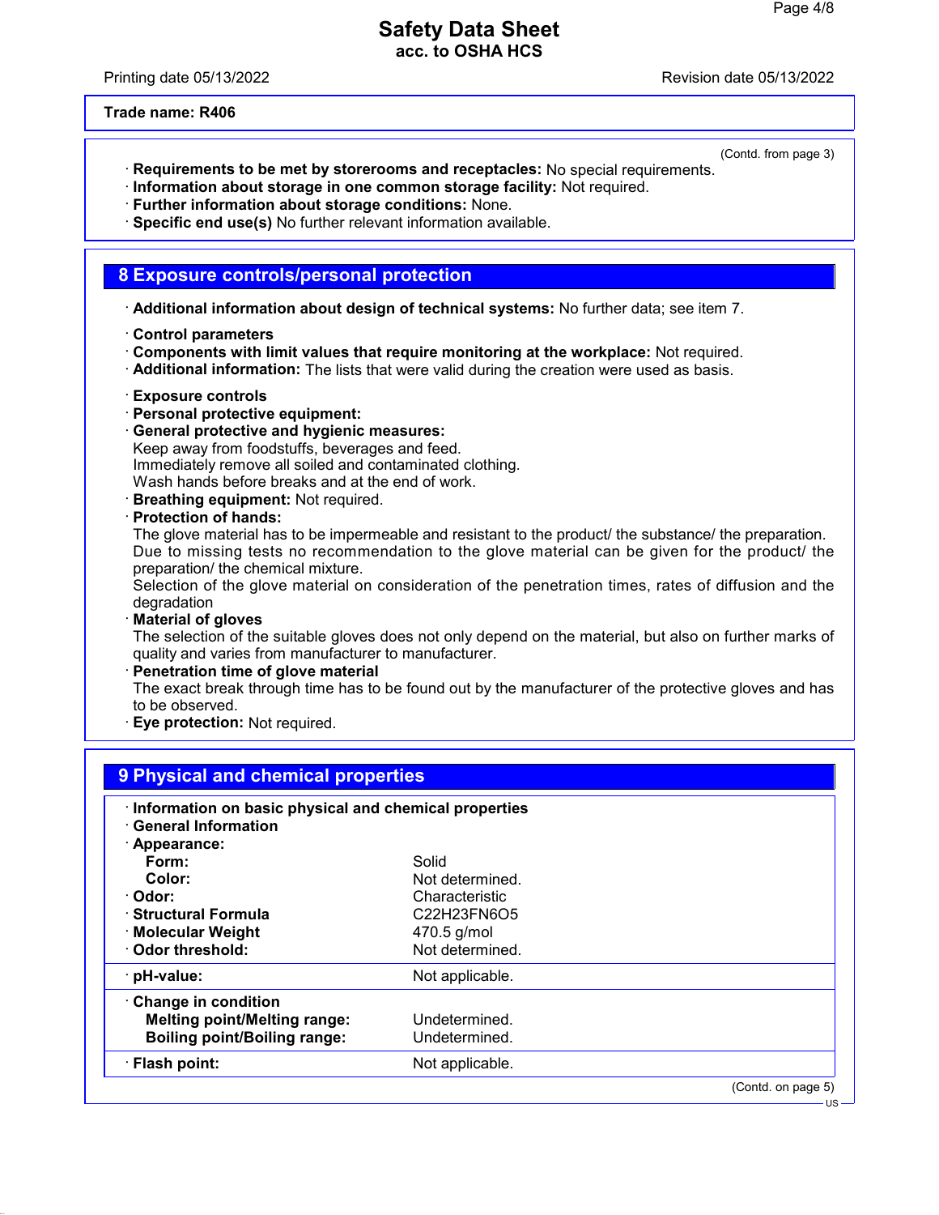**Trade name: R406**

(Contd. from page 3)

· **Requirements to be met by storerooms and receptacles:** No special requirements.
· **Information about storage in one common storage facility:** Not required.
· **Further information about storage conditions:** None.
· **Specific end use(s)** No further relevant information available.

## 8 Exposure controls/personal protection

· **Additional information about design of technical systems:** No further data; see item 7.

· **Control parameters**
· **Components with limit values that require monitoring at the workplace:** Not required.
· **Additional information:** The lists that were valid during the creation were used as basis.

· **Exposure controls**
· **Personal protective equipment:**
· **General protective and hygienic measures:**
Keep away from foodstuffs, beverages and feed.
Immediately remove all soiled and contaminated clothing.
Wash hands before breaks and at the end of work.
· **Breathing equipment:** Not required.
· **Protection of hands:**
The glove material has to be impermeable and resistant to the product/ the substance/ the preparation.
Due to missing tests no recommendation to the glove material can be given for the product/ the preparation/ the chemical mixture.
Selection of the glove material on consideration of the penetration times, rates of diffusion and the degradation
· **Material of gloves**
The selection of the suitable gloves does not only depend on the material, but also on further marks of quality and varies from manufacturer to manufacturer.
· **Penetration time of glove material**
The exact break through time has to be found out by the manufacturer of the protective gloves and has to be observed.
· **Eye protection:** Not required.

## 9 Physical and chemical properties

| | |
|---|---|
| · **Information on basic physical and chemical properties** | |
| · **General Information** | |
| · **Appearance:** | |
| **Form:** | Solid |
| **Color:** | Not determined. |
| · **Odor:** | Characteristic |
| · **Structural Formula** | C22H23FN6O5 |
| · **Molecular Weight** | 470.5 g/mol |
| · **Odor threshold:** | Not determined. |
| · **pH-value:** | Not applicable. |
| · **Change in condition** | |
| **Melting point/Melting range:** | Undetermined. |
| **Boiling point/Boiling range:** | Undetermined. |
| · **Flash point:** | Not applicable. |

(Contd. on page 5)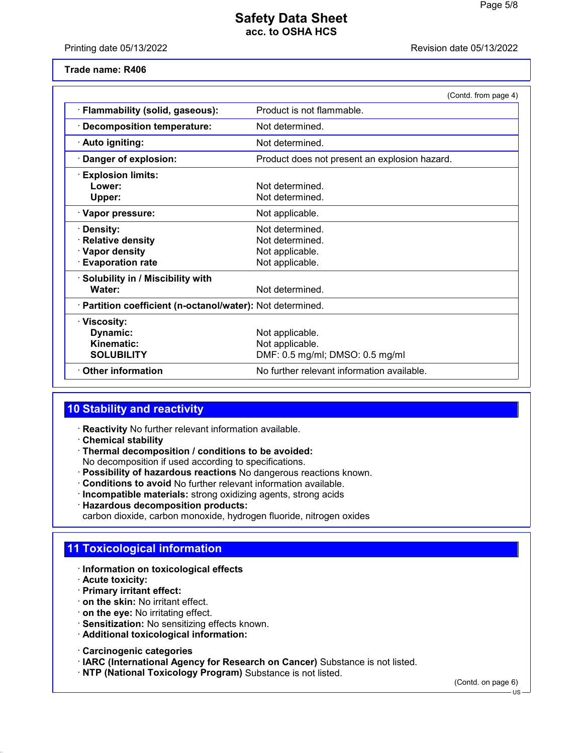**Trade name: R406**

(Contd. from page 4)

| | |
|---|---|
| · **Flammability (solid, gaseous):** | Product is not flammable. |
| · **Decomposition temperature:** | Not determined. |
| · **Auto igniting:** | Not determined. |
| · **Danger of explosion:** | Product does not present an explosion hazard. |
| · **Explosion limits:** | |
| **Lower:** | Not determined. |
| **Upper:** | Not determined. |
| · **Vapor pressure:** | Not applicable. |
| · **Density:** | Not determined. |
| · **Relative density** | Not determined. |
| · **Vapor density** | Not applicable. |
| · **Evaporation rate** | Not applicable. |
| · **Solubility in / Miscibility with** | |
| **Water:** | Not determined. |
| · **Partition coefficient (n-octanol/water):** | Not determined. |
| · **Viscosity:** | |
| **Dynamic:** | Not applicable. |
| **Kinematic:** | Not applicable. |
| **SOLUBILITY** | DMF: 0.5 mg/ml; DMSO: 0.5 mg/ml |
| · **Other information** | No further relevant information available. |

## 10 Stability and reactivity

· **Reactivity** No further relevant information available.
· **Chemical stability**
· **Thermal decomposition / conditions to be avoided:**
No decomposition if used according to specifications.
· **Possibility of hazardous reactions** No dangerous reactions known.
· **Conditions to avoid** No further relevant information available.
· **Incompatible materials:** strong oxidizing agents, strong acids
· **Hazardous decomposition products:**
carbon dioxide, carbon monoxide, hydrogen fluoride, nitrogen oxides

## 11 Toxicological information

· **Information on toxicological effects**
· **Acute toxicity:**
· **Primary irritant effect:**
· **on the skin:** No irritant effect.
· **on the eye:** No irritating effect.
· **Sensitization:** No sensitizing effects known.
· **Additional toxicological information:**

· **Carcinogenic categories**
· **IARC (International Agency for Research on Cancer)** Substance is not listed.
· **NTP (National Toxicology Program)** Substance is not listed.

(Contd. on page 6)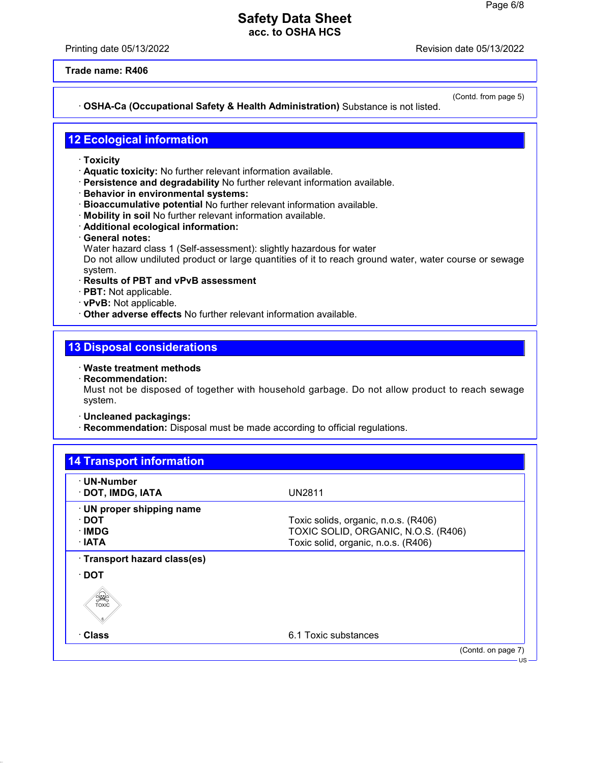**Trade name: R406**

(Contd. from page 5)

· **OSHA-Ca (Occupational Safety & Health Administration)** Substance is not listed.

## 12 Ecological information

· **Toxicity**
· **Aquatic toxicity:** No further relevant information available.
· **Persistence and degradability** No further relevant information available.
· **Behavior in environmental systems:**
· **Bioaccumulative potential** No further relevant information available.
· **Mobility in soil** No further relevant information available.
· **Additional ecological information:**
· **General notes:**
Water hazard class 1 (Self-assessment): slightly hazardous for water
Do not allow undiluted product or large quantities of it to reach ground water, water course or sewage system.
· **Results of PBT and vPvB assessment**
· **PBT:** Not applicable.
· **vPvB:** Not applicable.
· **Other adverse effects** No further relevant information available.

## 13 Disposal considerations

· **Waste treatment methods**
· **Recommendation:**
Must not be disposed of together with household garbage. Do not allow product to reach sewage system.

· **Uncleaned packagings:**
· **Recommendation:** Disposal must be made according to official regulations.

## 14 Transport information

| | |
|---|---|
| · **UN-Number** | |
| · **DOT, IMDG, IATA** | UN2811 |
| · **UN proper shipping name** | |
| · **DOT** | Toxic solids, organic, n.o.s. (R406) |
| · **IMDG** | TOXIC SOLID, ORGANIC, N.O.S. (R406) |
| · **IATA** | Toxic solid, organic, n.o.s. (R406) |
| · **Transport hazard class(es)** | |
| · **DOT** | |
| · **Class** | 6.1 Toxic substances |

(Contd. on page 7)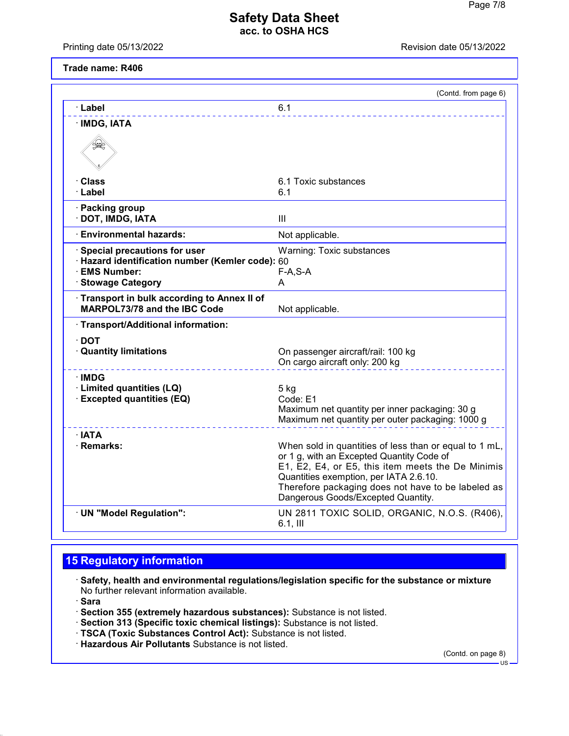**Trade name: R406**

(Contd. from page 6)

| | |
|---|---|
| · **Label** | 6.1 |
| · **IMDG, IATA** | |
| · **Class** | 6.1 Toxic substances |
| · **Label** | 6.1 |
| · **Packing group** | |
| · **DOT, IMDG, IATA** | III |
| · **Environmental hazards:** | Not applicable. |
| · **Special precautions for user** | Warning: Toxic substances |
| · **Hazard identification number (Kemler code):** | 60 |
| · **EMS Number:** | F-A,S-A |
| · **Stowage Category** | A |
| · **Transport in bulk according to Annex II of MARPOL73/78 and the IBC Code** | Not applicable. |
| · **Transport/Additional information:** | |
| · **DOT** | |
| · **Quantity limitations** | On passenger aircraft/rail: 100 kg<br>On cargo aircraft only: 200 kg |
| · **IMDG** | |
| · **Limited quantities (LQ)** | 5 kg |
| · **Excepted quantities (EQ)** | Code: E1<br>Maximum net quantity per inner packaging: 30 g<br>Maximum net quantity per outer packaging: 1000 g |
| · **IATA** | |
| · **Remarks:** | When sold in quantities of less than or equal to 1 mL, or 1 g, with an Excepted Quantity Code of E1, E2, E4, or E5, this item meets the De Minimis Quantities exemption, per IATA 2.6.10. Therefore packaging does not have to be labeled as Dangerous Goods/Excepted Quantity. |
| · **UN "Model Regulation":** | UN 2811 TOXIC SOLID, ORGANIC, N.O.S. (R406), 6.1, III |

## 15 Regulatory information

· **Safety, health and environmental regulations/legislation specific for the substance or mixture**
No further relevant information available.

· **Sara**

· **Section 355 (extremely hazardous substances):** Substance is not listed.

· **Section 313 (Specific toxic chemical listings):** Substance is not listed.

· **TSCA (Toxic Substances Control Act):** Substance is not listed.

· **Hazardous Air Pollutants** Substance is not listed.

(Contd. on page 8)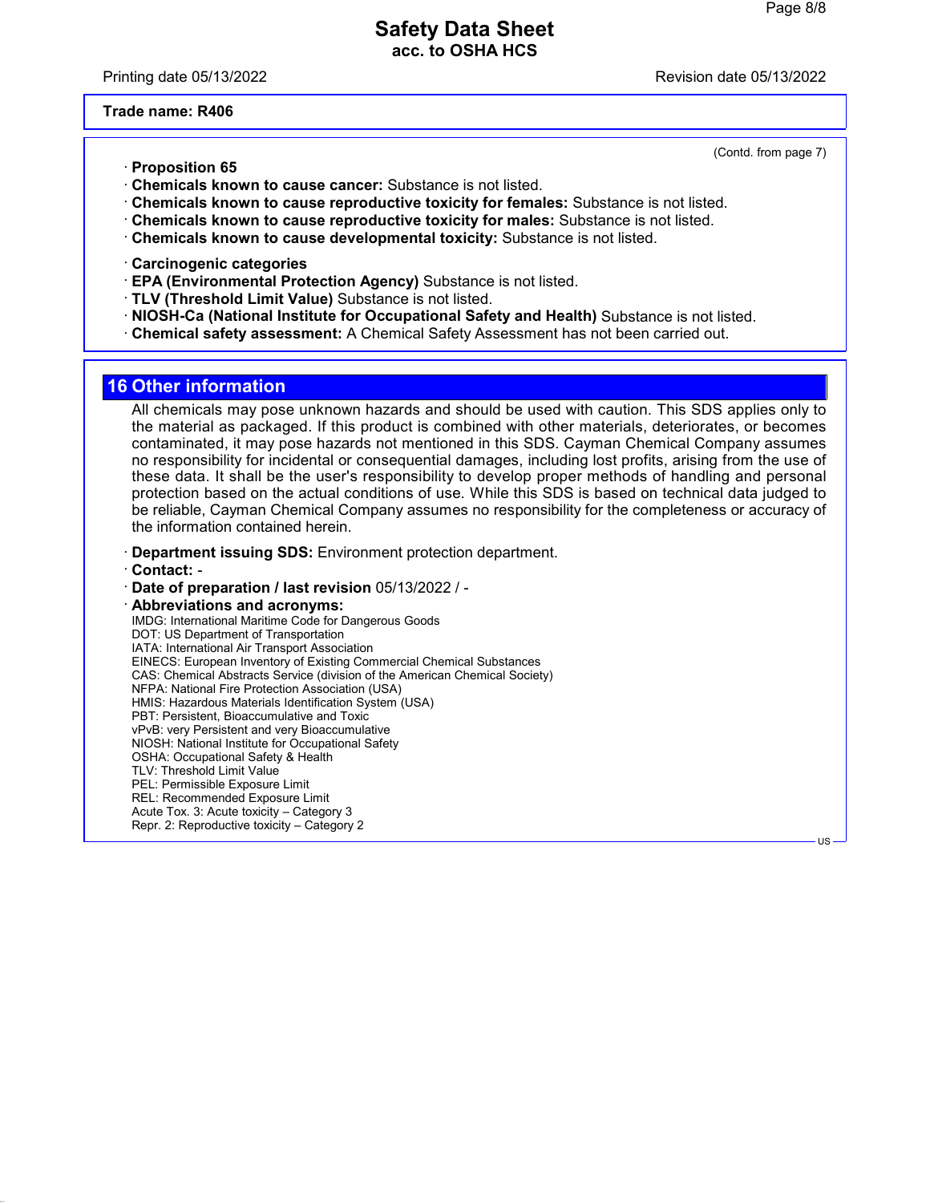(Contd. from page 7)

· **Proposition 65**
· **Chemicals known to cause cancer:** Substance is not listed.
· **Chemicals known to cause reproductive toxicity for females:** Substance is not listed.
· **Chemicals known to cause reproductive toxicity for males:** Substance is not listed.
· **Chemicals known to cause developmental toxicity:** Substance is not listed.

· **Carcinogenic categories**
· **EPA (Environmental Protection Agency)** Substance is not listed.
· **TLV (Threshold Limit Value)** Substance is not listed.
· **NIOSH-Ca (National Institute for Occupational Safety and Health)** Substance is not listed.
· **Chemical safety assessment:** A Chemical Safety Assessment has not been carried out.

## 16 Other information

All chemicals may pose unknown hazards and should be used with caution. This SDS applies only to the material as packaged. If this product is combined with other materials, deteriorates, or becomes contaminated, it may pose hazards not mentioned in this SDS. Cayman Chemical Company assumes no responsibility for incidental or consequential damages, including lost profits, arising from the use of these data. It shall be the user's responsibility to develop proper methods of handling and personal protection based on the actual conditions of use. While this SDS is based on technical data judged to be reliable, Cayman Chemical Company assumes no responsibility for the completeness or accuracy of the information contained herein.

· **Department issuing SDS:** Environment protection department.
· **Contact:** -
· **Date of preparation / last revision** 05/13/2022 / -
· **Abbreviations and acronyms:**

IMDG: International Maritime Code for Dangerous Goods
DOT: US Department of Transportation
IATA: International Air Transport Association
EINECS: European Inventory of Existing Commercial Chemical Substances
CAS: Chemical Abstracts Service (division of the American Chemical Society)
NFPA: National Fire Protection Association (USA)
HMIS: Hazardous Materials Identification System (USA)
PBT: Persistent, Bioaccumulative and Toxic
vPvB: very Persistent and very Bioaccumulative
NIOSH: National Institute for Occupational Safety
OSHA: Occupational Safety & Health
TLV: Threshold Limit Value
PEL: Permissible Exposure Limit
REL: Recommended Exposure Limit
Acute Tox. 3: Acute toxicity – Category 3
Repr. 2: Reproductive toxicity – Category 2